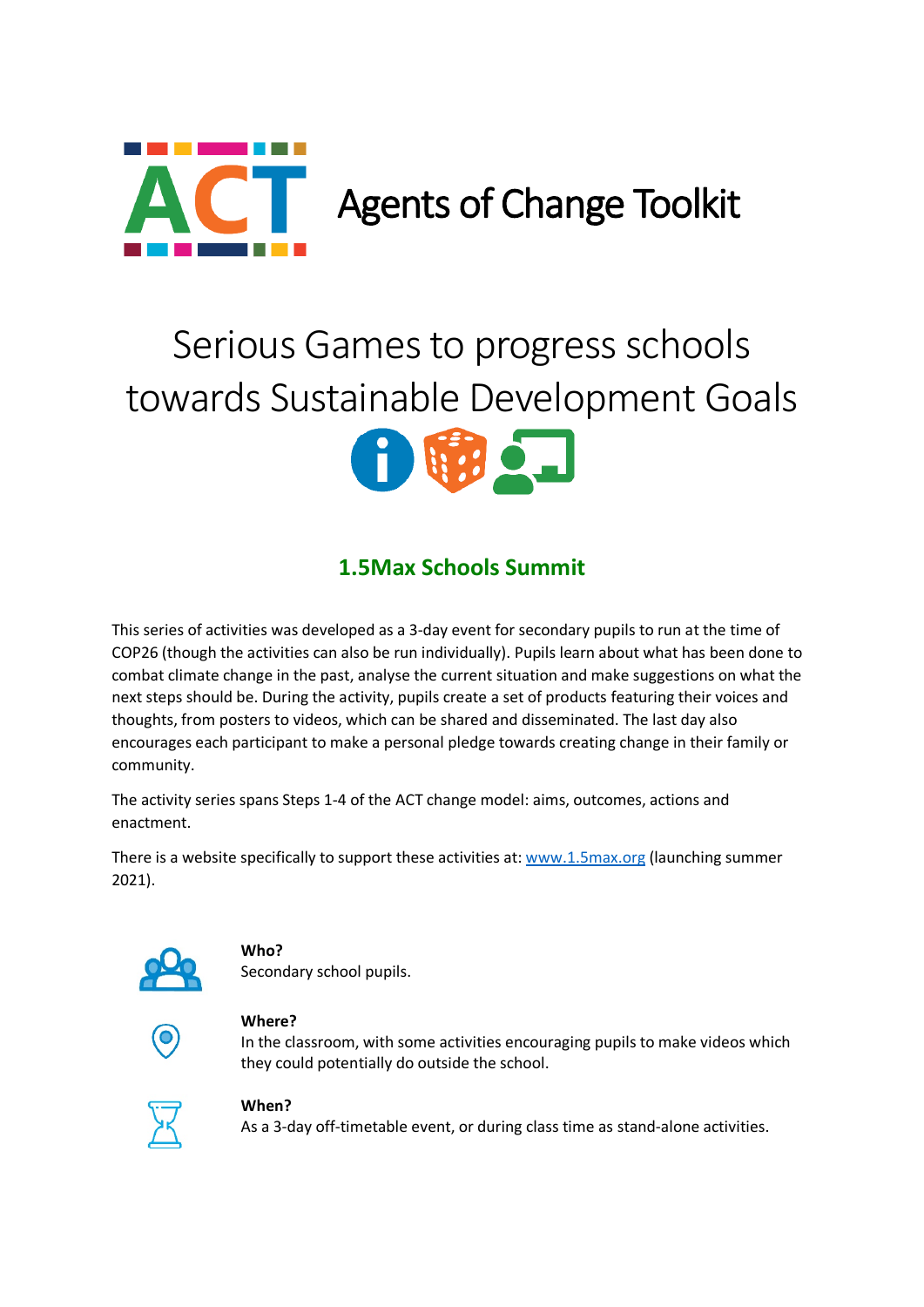# ACT Agents of Change Toolkit

# Serious Games to progress schools towards Sustainable Development Goals

## 1.5Max Schools Summit

This series of activities was developed as a 3-day event for secondary pupils to run at the time of COP26 (though the activities can also be run individually). Pupils learn about what has been done to combat climate change in the past, analyse the current situation and make suggestions on what the next steps should be. During the activity, pupils create a set of products featuring their voices and thoughts, from posters to videos, which can be shared and disseminated. The last day also encourages each participant to make a personal pledge towards creating change in their family or community.

The activity series spans Steps 1-4 of the ACT change model: aims, outcomes, actions and enactment.

There is a website specifically to support these activities at: www.1.5max.org (launching summer 2021).

**Who?**
Secondary school pupils.

**Where?**
In the classroom, with some activities encouraging pupils to make videos which they could potentially do outside the school.

**When?**
As a 3-day off-timetable event, or during class time as stand-alone activities.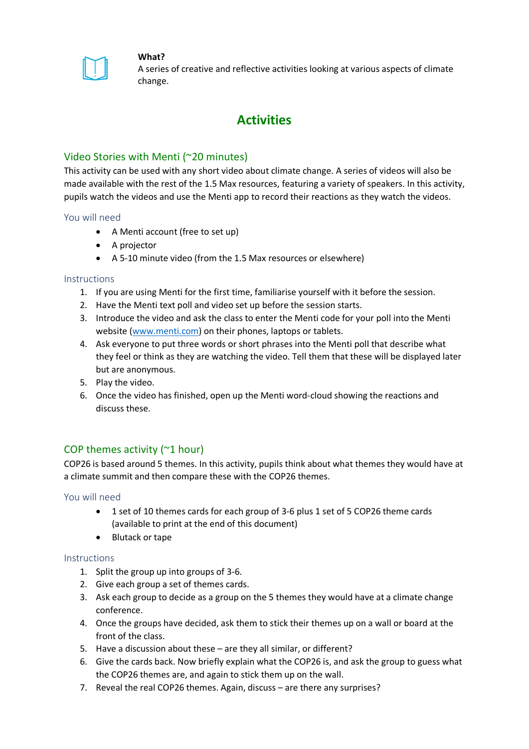**What?**

A series of creative and reflective activities looking at various aspects of climate change.

# Activities

## Video Stories with Menti (~20 minutes)

This activity can be used with any short video about climate change. A series of videos will also be made available with the rest of the 1.5 Max resources, featuring a variety of speakers. In this activity, pupils watch the videos and use the Menti app to record their reactions as they watch the videos.

### You will need

- A Menti account (free to set up)
- A projector
- A 5-10 minute video (from the 1.5 Max resources or elsewhere)

### Instructions

1. If you are using Menti for the first time, familiarise yourself with it before the session.
2. Have the Menti text poll and video set up before the session starts.
3. Introduce the video and ask the class to enter the Menti code for your poll into the Menti website (www.menti.com) on their phones, laptops or tablets.
4. Ask everyone to put three words or short phrases into the Menti poll that describe what they feel or think as they are watching the video. Tell them that these will be displayed later but are anonymous.
5. Play the video.
6. Once the video has finished, open up the Menti word-cloud showing the reactions and discuss these.

## COP themes activity (~1 hour)

COP26 is based around 5 themes. In this activity, pupils think about what themes they would have at a climate summit and then compare these with the COP26 themes.

### You will need

- 1 set of 10 themes cards for each group of 3-6 plus 1 set of 5 COP26 theme cards (available to print at the end of this document)
- Blutack or tape

### Instructions

1. Split the group up into groups of 3-6.
2. Give each group a set of themes cards.
3. Ask each group to decide as a group on the 5 themes they would have at a climate change conference.
4. Once the groups have decided, ask them to stick their themes up on a wall or board at the front of the class.
5. Have a discussion about these – are they all similar, or different?
6. Give the cards back. Now briefly explain what the COP26 is, and ask the group to guess what the COP26 themes are, and again to stick them up on the wall.
7. Reveal the real COP26 themes. Again, discuss – are there any surprises?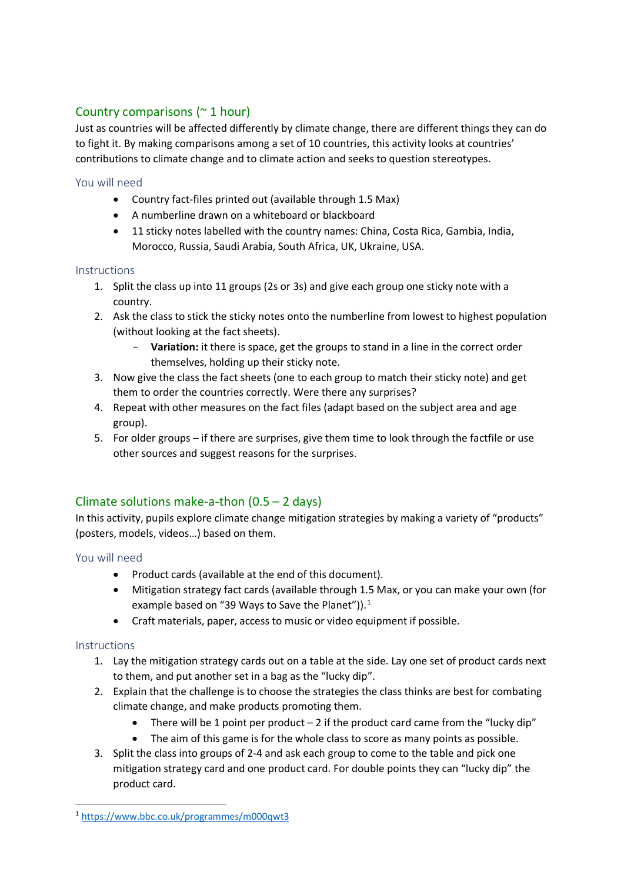## Country comparisons (~ 1 hour)

Just as countries will be affected differently by climate change, there are different things they can do to fight it. By making comparisons among a set of 10 countries, this activity looks at countries' contributions to climate change and to climate action and seeks to question stereotypes.

### You will need

- Country fact-files printed out (available through 1.5 Max)
- A numberline drawn on a whiteboard or blackboard
- 11 sticky notes labelled with the country names: China, Costa Rica, Gambia, India, Morocco, Russia, Saudi Arabia, South Africa, UK, Ukraine, USA.

### Instructions

1. Split the class up into 11 groups (2s or 3s) and give each group one sticky note with a country.
2. Ask the class to stick the sticky notes onto the numberline from lowest to highest population (without looking at the fact sheets).
   - **Variation:** it there is space, get the groups to stand in a line in the correct order themselves, holding up their sticky note.
3. Now give the class the fact sheets (one to each group to match their sticky note) and get them to order the countries correctly. Were there any surprises?
4. Repeat with other measures on the fact files (adapt based on the subject area and age group).
5. For older groups – if there are surprises, give them time to look through the factfile or use other sources and suggest reasons for the surprises.

## Climate solutions make-a-thon (0.5 – 2 days)

In this activity, pupils explore climate change mitigation strategies by making a variety of "products" (posters, models, videos…) based on them.

### You will need

- Product cards (available at the end of this document).
- Mitigation strategy fact cards (available through 1.5 Max, or you can make your own (for example based on "39 Ways to Save the Planet")).[1]
- Craft materials, paper, access to music or video equipment if possible.

### Instructions

1. Lay the mitigation strategy cards out on a table at the side. Lay one set of product cards next to them, and put another set in a bag as the "lucky dip".
2. Explain that the challenge is to choose the strategies the class thinks are best for combating climate change, and make products promoting them.
   - There will be 1 point per product – 2 if the product card came from the "lucky dip"
   - The aim of this game is for the whole class to score as many points as possible.
3. Split the class into groups of 2-4 and ask each group to come to the table and pick one mitigation strategy card and one product card. For double points they can "lucky dip" the product card.

---

[1] https://www.bbc.co.uk/programmes/m000qwt3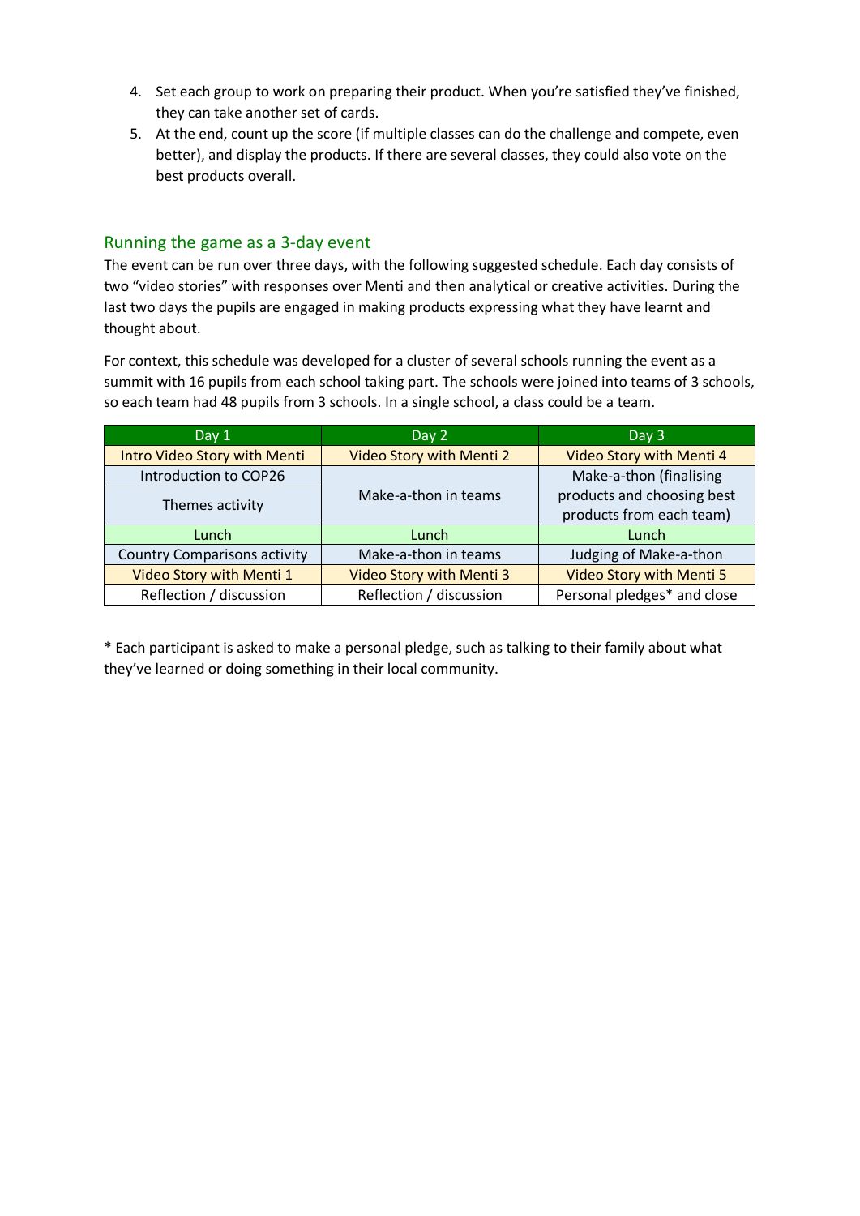4. Set each group to work on preparing their product. When you're satisfied they've finished, they can take another set of cards.
5. At the end, count up the score (if multiple classes can do the challenge and compete, even better), and display the products. If there are several classes, they could also vote on the best products overall.

## Running the game as a 3-day event

The event can be run over three days, with the following suggested schedule. Each day consists of two "video stories" with responses over Menti and then analytical or creative activities. During the last two days the pupils are engaged in making products expressing what they have learnt and thought about.

For context, this schedule was developed for a cluster of several schools running the event as a summit with 16 pupils from each school taking part. The schools were joined into teams of 3 schools, so each team had 48 pupils from 3 schools. In a single school, a class could be a team.

| Day 1 | Day 2 | Day 3 |
|---|---|---|
| Intro Video Story with Menti | Video Story with Menti 2 | Video Story with Menti 4 |
| Introduction to COP26 | Make-a-thon in teams | Make-a-thon (finalising products and choosing best products from each team) |
| Themes activity | | |
| Lunch | Lunch | Lunch |
| Country Comparisons activity | Make-a-thon in teams | Judging of Make-a-thon |
| Video Story with Menti 1 | Video Story with Menti 3 | Video Story with Menti 5 |
| Reflection / discussion | Reflection / discussion | Personal pledges* and close |

* Each participant is asked to make a personal pledge, such as talking to their family about what they've learned or doing something in their local community.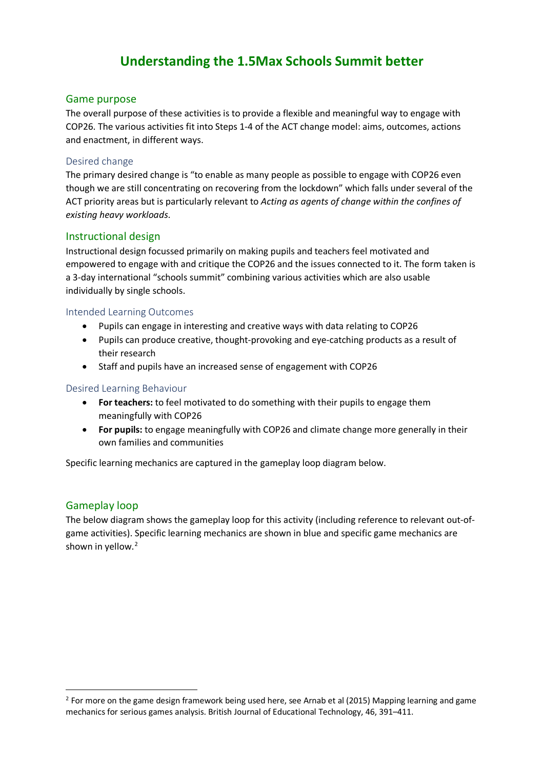# Understanding the 1.5Max Schools Summit better

## Game purpose

The overall purpose of these activities is to provide a flexible and meaningful way to engage with COP26. The various activities fit into Steps 1-4 of the ACT change model: aims, outcomes, actions and enactment, in different ways.

### Desired change

The primary desired change is "to enable as many people as possible to engage with COP26 even though we are still concentrating on recovering from the lockdown" which falls under several of the ACT priority areas but is particularly relevant to *Acting as agents of change within the confines of existing heavy workloads*.

## Instructional design

Instructional design focussed primarily on making pupils and teachers feel motivated and empowered to engage with and critique the COP26 and the issues connected to it. The form taken is a 3-day international "schools summit" combining various activities which are also usable individually by single schools.

### Intended Learning Outcomes

- Pupils can engage in interesting and creative ways with data relating to COP26
- Pupils can produce creative, thought-provoking and eye-catching products as a result of their research
- Staff and pupils have an increased sense of engagement with COP26

### Desired Learning Behaviour

- **For teachers:** to feel motivated to do something with their pupils to engage them meaningfully with COP26
- **For pupils:** to engage meaningfully with COP26 and climate change more generally in their own families and communities

Specific learning mechanics are captured in the gameplay loop diagram below.

## Gameplay loop

The below diagram shows the gameplay loop for this activity (including reference to relevant out-of-game activities). Specific learning mechanics are shown in blue and specific game mechanics are shown in yellow.[2]

[2] For more on the game design framework being used here, see Arnab et al (2015) Mapping learning and game mechanics for serious games analysis. British Journal of Educational Technology, 46, 391–411.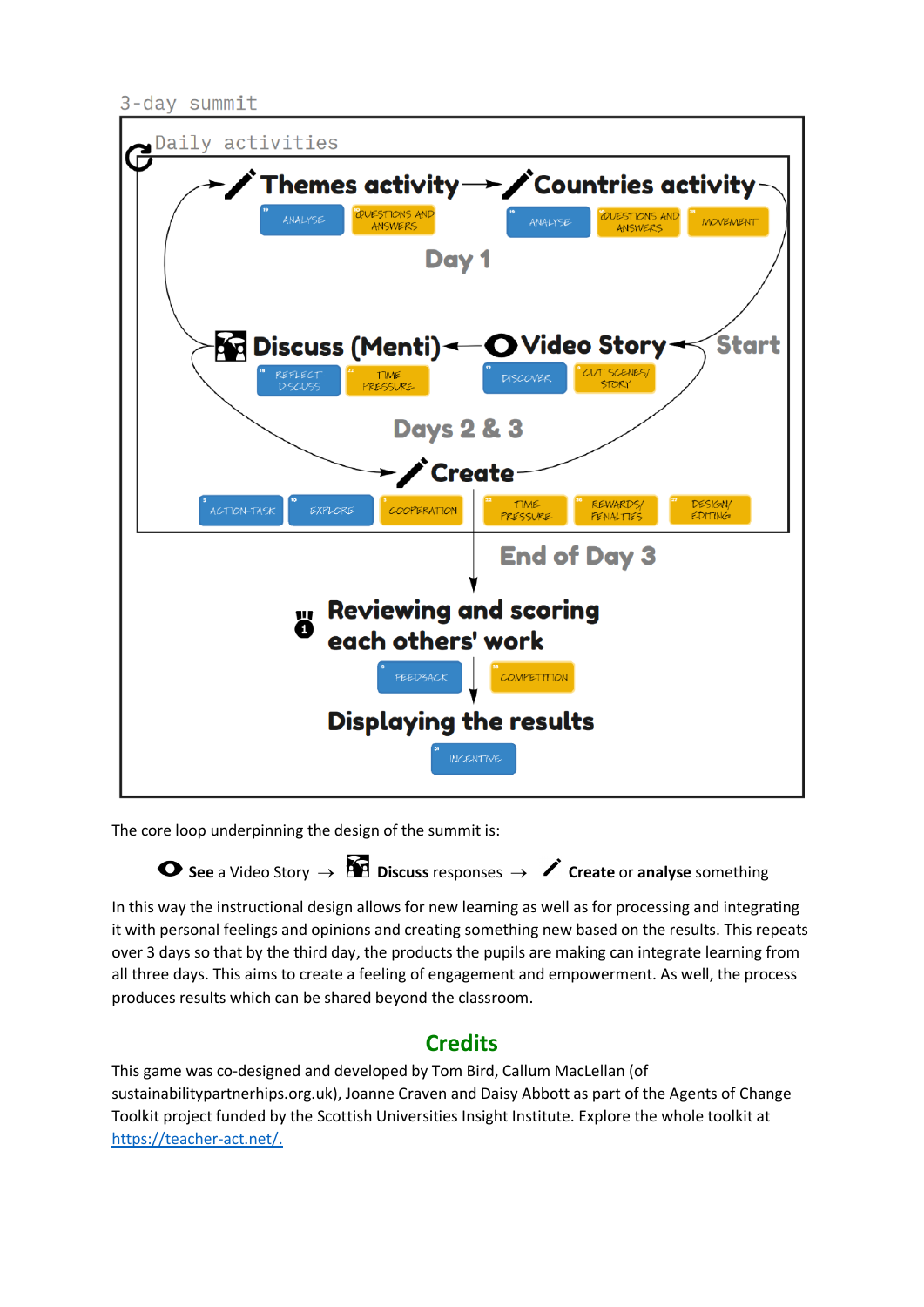3-day summit

Daily activities

**Themes activity** → **Countries activity**

ANALYSE | QUESTIONS AND ANSWERS

ANALYSE | QUESTIONS AND ANSWERS | MOVEMENT

Day 1

**Discuss (Menti)** ← **Video Story** ← **Start**

REFLECT-DISCUSS | TIME PRESSURE

DISCOVER | CUT SCENES/STORY

Days 2 & 3

**Create**

ACTION-TASK | EXPLORE | COOPERATION | TIME PRESSURE | REWARDS/PENALTIES | DESIGN/EDITING

End of Day 3

**Reviewing and scoring each others' work**

FEEDBACK | COMPETITION

**Displaying the results**

INCENTIVE

The core loop underpinning the design of the summit is:

**See** a Video Story → **Discuss** responses → **Create** or **analyse** something

In this way the instructional design allows for new learning as well as for processing and integrating it with personal feelings and opinions and creating something new based on the results. This repeats over 3 days so that by the third day, the products the pupils are making can integrate learning from all three days. This aims to create a feeling of engagement and empowerment. As well, the process produces results which can be shared beyond the classroom.

## Credits

This game was co-designed and developed by Tom Bird, Callum MacLellan (of sustainabilitypartnerhips.org.uk), Joanne Craven and Daisy Abbott as part of the Agents of Change Toolkit project funded by the Scottish Universities Insight Institute. Explore the whole toolkit at [https://teacher-act.net/.](https://teacher-act.net/)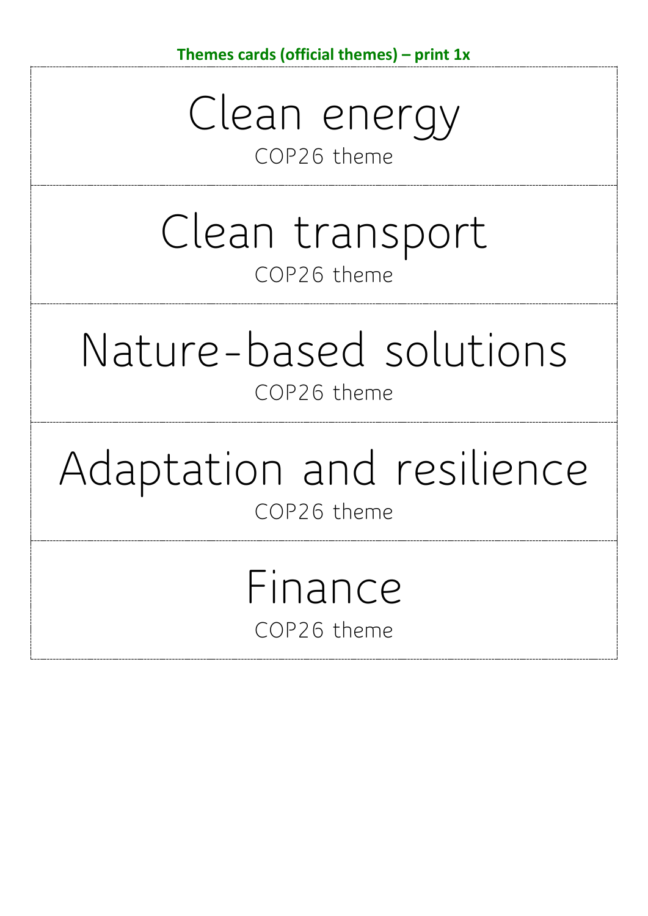**Themes cards (official themes) – print 1x**

# Clean energy

COP26 theme

# Clean transport

COP26 theme

# Nature-based solutions

COP26 theme

# Adaptation and resilience

COP26 theme

# Finance

COP26 theme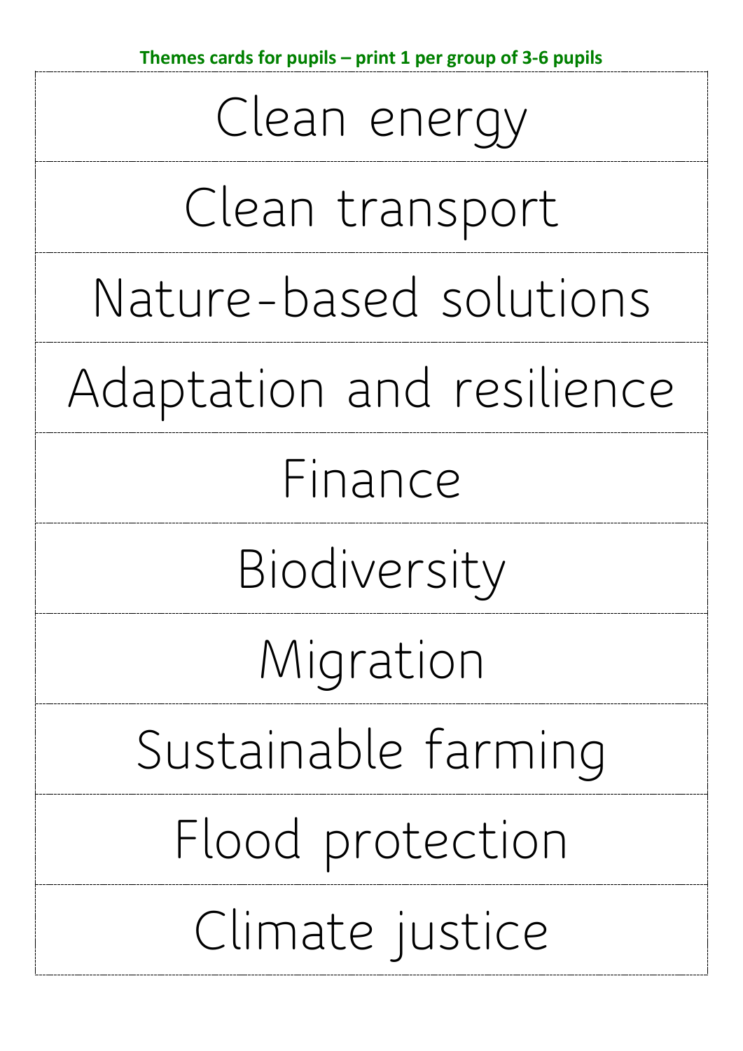**Themes cards for pupils – print 1 per group of 3-6 pupils**

| Clean energy |
| --- |
| Clean transport |
| Nature-based solutions |
| Adaptation and resilience |
| Finance |
| Biodiversity |
| Migration |
| Sustainable farming |
| Flood protection |
| Climate justice |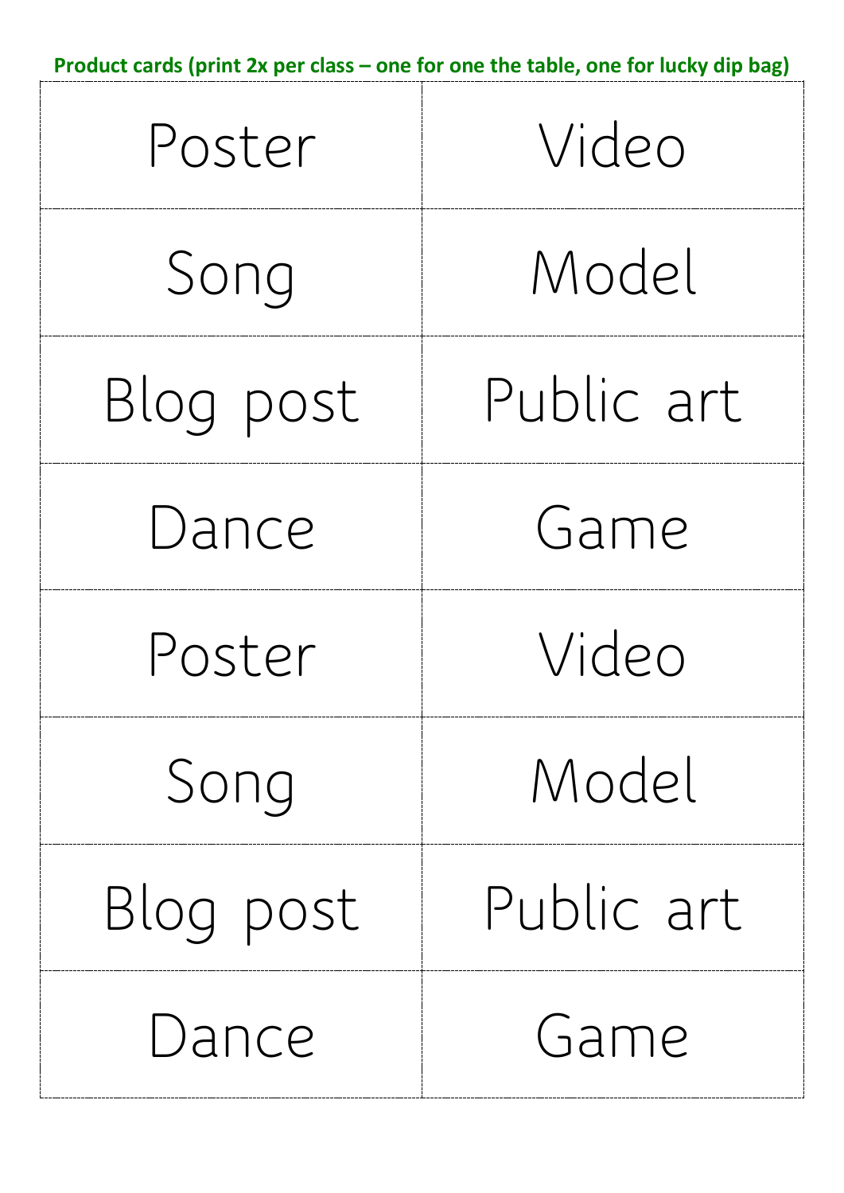**Product cards (print 2x per class – one for one the table, one for lucky dip bag)**

| | |
|---|---|
| Poster | Video |
| Song | Model |
| Blog post | Public art |
| Dance | Game |
| Poster | Video |
| Song | Model |
| Blog post | Public art |
| Dance | Game |